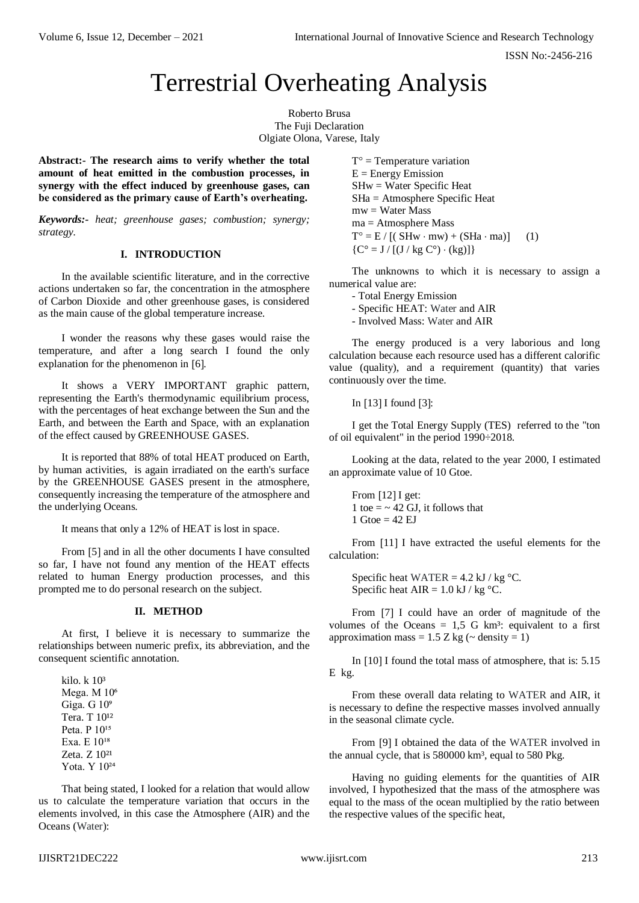# Terrestrial Overheating Analysis

Roberto Brusa
The Fuji Declaration
Olgiate Olona, Varese, Italy

**Abstract:- The research aims to verify whether the total amount of heat emitted in the combustion processes, in synergy with the effect induced by greenhouse gases, can be considered as the primary cause of Earth's overheating.**

***Keywords:-*** *heat; greenhouse gases; combustion; synergy; strategy.*

## I. INTRODUCTION

In the available scientific literature, and in the corrective actions undertaken so far, the concentration in the atmosphere of Carbon Dioxide and other greenhouse gases, is considered as the main cause of the global temperature increase.

I wonder the reasons why these gases would raise the temperature, and after a long search I found the only explanation for the phenomenon in [6].

It shows a VERY IMPORTANT graphic pattern, representing the Earth's thermodynamic equilibrium process, with the percentages of heat exchange between the Sun and the Earth, and between the Earth and Space, with an explanation of the effect caused by GREENHOUSE GASES.

It is reported that 88% of total HEAT produced on Earth, by human activities, is again irradiated on the earth's surface by the GREENHOUSE GASES present in the atmosphere, consequently increasing the temperature of the atmosphere and the underlying Oceans.

It means that only a 12% of HEAT is lost in space.

From [5] and in all the other documents I have consulted so far, I have not found any mention of the HEAT effects related to human Energy production processes, and this prompted me to do personal research on the subject.

## II. METHOD

At first, I believe it is necessary to summarize the relationships between numeric prefix, its abbreviation, and the consequent scientific annotation.

kilo. k $10^3$
Mega. M $10^6$
Giga. G $10^9$
Tera. T $10^{12}$
Peta. P $10^{15}$
Exa. E $10^{18}$
Zeta. Z $10^{21}$
Yota. Y $10^{24}$

That being stated, I looked for a relation that would allow us to calculate the temperature variation that occurs in the elements involved, in this case the Atmosphere (AIR) and the Oceans (Water):

T° = Temperature variation
E = Energy Emission
SHw = Water Specific Heat
SHa = Atmosphere Specific Heat
mw = Water Mass
ma = Atmosphere Mass

$$T° = E / [( SHw \cdot mw) + (SHa \cdot ma)] \quad (1)$$

$$\{C° = J / [(J / kg\ C°) \cdot (kg)]\}$$

The unknowns to which it is necessary to assign a numerical value are:

- Total Energy Emission
- Specific HEAT: Water and AIR
- Involved Mass: Water and AIR

The energy produced is a very laborious and long calculation because each resource used has a different calorific value (quality), and a requirement (quantity) that varies continuously over the time.

In [13] I found [3]:

I get the Total Energy Supply (TES) referred to the "ton of oil equivalent" in the period 1990÷2018.

Looking at the data, related to the year 2000, I estimated an approximate value of 10 Gtoe.

From [12] I get:
1 toe = ~ 42 GJ, it follows that
1 Gtoe = 42 EJ

From [11] I have extracted the useful elements for the calculation:

Specific heat WATER = 4.2 kJ / kg °C.
Specific heat AIR = 1.0 kJ / kg °C.

From [7] I could have an order of magnitude of the volumes of the Oceans = 1,5 G km³: equivalent to a first approximation mass = 1.5 Z kg (~ density = 1)

In [10] I found the total mass of atmosphere, that is: 5.15 E kg.

From these overall data relating to WATER and AIR, it is necessary to define the respective masses involved annually in the seasonal climate cycle.

From [9] I obtained the data of the WATER involved in the annual cycle, that is 580000 km³, equal to 580 Pkg.

Having no guiding elements for the quantities of AIR involved, I hypothesized that the mass of the atmosphere was equal to the mass of the ocean multiplied by the ratio between the respective values of the specific heat,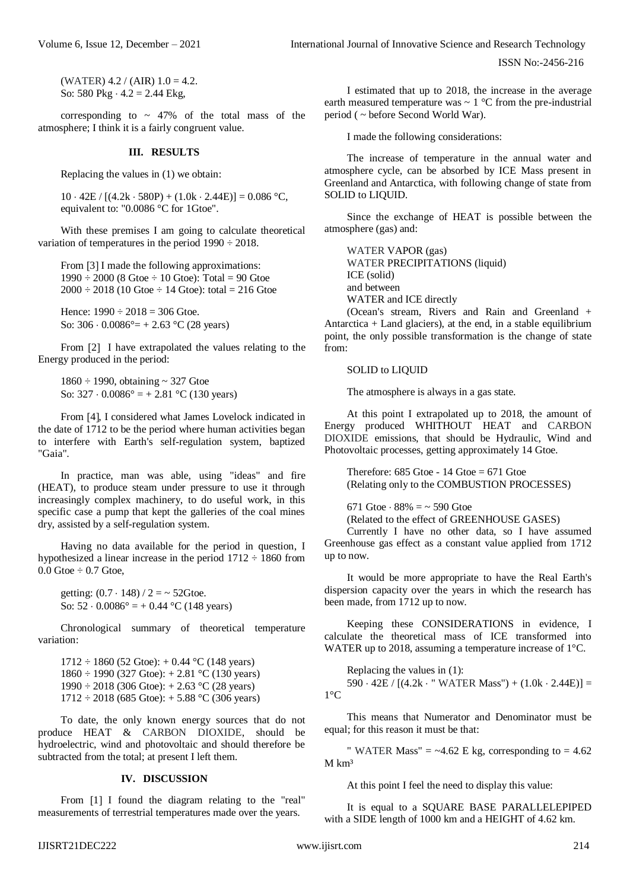(WATER) 4.2 / (AIR) 1.0 = 4.2.
So: 580 Pkg · 4.2 = 2.44 Ekg,

corresponding to ~ 47% of the total mass of the atmosphere; I think it is a fairly congruent value.

## III. RESULTS

Replacing the values in (1) we obtain:

$10 \cdot 42E / [(4.2k \cdot 580P) + (1.0k \cdot 2.44E)] = 0.086$ °C, equivalent to: "0.0086 °C for 1Gtoe".

With these premises I am going to calculate theoretical variation of temperatures in the period 1990 ÷ 2018.

From [3] I made the following approximations:
1990 ÷ 2000 (8 Gtoe ÷ 10 Gtoe): Total = 90 Gtoe
2000 ÷ 2018 (10 Gtoe ÷ 14 Gtoe): total = 216 Gtoe

Hence: 1990 ÷ 2018 = 306 Gtoe.
So: 306 · 0.0086°= + 2.63 °C (28 years)

From [2] I have extrapolated the values relating to the Energy produced in the period:

1860 ÷ 1990, obtaining ~ 327 Gtoe
So: 327 · 0.0086° = + 2.81 °C (130 years)

From [4], I considered what James Lovelock indicated in the date of 1712 to be the period where human activities began to interfere with Earth's self-regulation system, baptized "Gaia".

In practice, man was able, using "ideas" and fire (HEAT), to produce steam under pressure to use it through increasingly complex machinery, to do useful work, in this specific case a pump that kept the galleries of the coal mines dry, assisted by a self-regulation system.

Having no data available for the period in question, I hypothesized a linear increase in the period 1712 ÷ 1860 from 0.0 Gtoe ÷ 0.7 Gtoe,

getting: (0.7 · 148) / 2 = ~ 52Gtoe.
So: 52 · 0.0086° = + 0.44 °C (148 years)

Chronological summary of theoretical temperature variation:

1712 ÷ 1860 (52 Gtoe): + 0.44 °C (148 years)
1860 ÷ 1990 (327 Gtoe): + 2.81 °C (130 years)
1990 ÷ 2018 (306 Gtoe): + 2.63 °C (28 years)
1712 ÷ 2018 (685 Gtoe): + 5.88 °C (306 years)

To date, the only known energy sources that do not produce HEAT & CARBON DIOXIDE, should be hydroelectric, wind and photovoltaic and should therefore be subtracted from the total; at present I left them.

## IV. DISCUSSION

From [1] I found the diagram relating to the "real" measurements of terrestrial temperatures made over the years.

I estimated that up to 2018, the increase in the average earth measured temperature was ~ 1 °C from the pre-industrial period ( ~ before Second World War).

I made the following considerations:

The increase of temperature in the annual water and atmosphere cycle, can be absorbed by ICE Mass present in Greenland and Antarctica, with following change of state from SOLID to LIQUID.

Since the exchange of HEAT is possible between the atmosphere (gas) and:

WATER VAPOR (gas)
WATER PRECIPITATIONS (liquid)
ICE (solid)
and between
WATER and ICE directly

(Ocean's stream, Rivers and Rain and Greenland + Antarctica + Land glaciers), at the end, in a stable equilibrium point, the only possible transformation is the change of state from:

SOLID to LIQUID

The atmosphere is always in a gas state.

At this point I extrapolated up to 2018, the amount of Energy produced WHITHOUT HEAT and CARBON DIOXIDE emissions, that should be Hydraulic, Wind and Photovoltaic processes, getting approximately 14 Gtoe.

Therefore: 685 Gtoe - 14 Gtoe = 671 Gtoe
(Relating only to the COMBUSTION PROCESSES)

671 Gtoe · 88% = ~ 590 Gtoe
(Related to the effect of GREENHOUSE GASES)

Currently I have no other data, so I have assumed Greenhouse gas effect as a constant value applied from 1712 up to now.

It would be more appropriate to have the Real Earth's dispersion capacity over the years in which the research has been made, from 1712 up to now.

Keeping these CONSIDERATIONS in evidence, I calculate the theoretical mass of ICE transformed into WATER up to 2018, assuming a temperature increase of 1°C.

Replacing the values in (1):
$590 \cdot 42E / [(4.2k \cdot \text{" WATER Mass"}) + (1.0k \cdot 2.44E)] = 1$°C

This means that Numerator and Denominator must be equal; for this reason it must be that:

" WATER Mass" = ~4.62 E kg, corresponding to = 4.62 M km³

At this point I feel the need to display this value:

It is equal to a SQUARE BASE PARALLELEPIPED with a SIDE length of 1000 km and a HEIGHT of 4.62 km.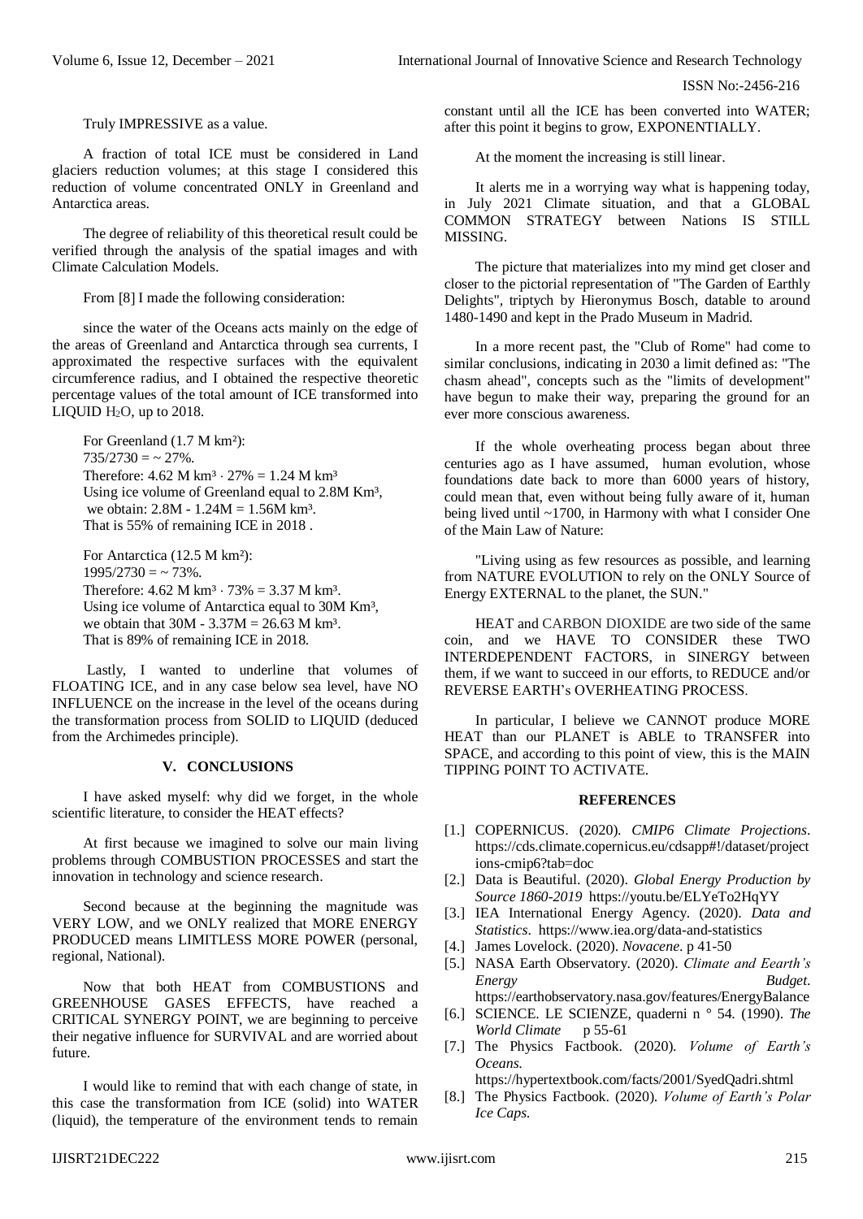Truly IMPRESSIVE as a value.

A fraction of total ICE must be considered in Land glaciers reduction volumes; at this stage I considered this reduction of volume concentrated ONLY in Greenland and Antarctica areas.

The degree of reliability of this theoretical result could be verified through the analysis of the spatial images and with Climate Calculation Models.

From [8] I made the following consideration:

since the water of the Oceans acts mainly on the edge of the areas of Greenland and Antarctica through sea currents, I approximated the respective surfaces with the equivalent circumference radius, and I obtained the respective theoretic percentage values of the total amount of ICE transformed into LIQUID $H_2O$, up to 2018.

For Greenland (1.7 M km²):
$735/2730 = \sim 27\%$.
Therefore: 4.62 M km³ · 27% = 1.24 M km³
Using ice volume of Greenland equal to 2.8M Km³,
we obtain: 2.8M - 1.24M = 1.56M km³.
That is 55% of remaining ICE in 2018 .

For Antarctica (12.5 M km²):
$1995/2730 = \sim 73\%$.
Therefore: 4.62 M km³ · 73% = 3.37 M km³.
Using ice volume of Antarctica equal to 30M Km³,
we obtain that 30M - 3.37M = 26.63 M km³.
That is 89% of remaining ICE in 2018.

Lastly, I wanted to underline that volumes of FLOATING ICE, and in any case below sea level, have NO INFLUENCE on the increase in the level of the oceans during the transformation process from SOLID to LIQUID (deduced from the Archimedes principle).

## V. CONCLUSIONS

I have asked myself: why did we forget, in the whole scientific literature, to consider the HEAT effects?

At first because we imagined to solve our main living problems through COMBUSTION PROCESSES and start the innovation in technology and science research.

Second because at the beginning the magnitude was VERY LOW, and we ONLY realized that MORE ENERGY PRODUCED means LIMITLESS MORE POWER (personal, regional, National).

Now that both HEAT from COMBUSTIONS and GREENHOUSE GASES EFFECTS, have reached a CRITICAL SYNERGY POINT, we are beginning to perceive their negative influence for SURVIVAL and are worried about future.

I would like to remind that with each change of state, in this case the transformation from ICE (solid) into WATER (liquid), the temperature of the environment tends to remain constant until all the ICE has been converted into WATER; after this point it begins to grow, EXPONENTIALLY.

At the moment the increasing is still linear.

It alerts me in a worrying way what is happening today, in July 2021 Climate situation, and that a GLOBAL COMMON STRATEGY between Nations IS STILL MISSING.

The picture that materializes into my mind get closer and closer to the pictorial representation of "The Garden of Earthly Delights", triptych by Hieronymus Bosch, datable to around 1480-1490 and kept in the Prado Museum in Madrid.

In a more recent past, the "Club of Rome" had come to similar conclusions, indicating in 2030 a limit defined as: "The chasm ahead", concepts such as the "limits of development" have begun to make their way, preparing the ground for an ever more conscious awareness.

If the whole overheating process began about three centuries ago as I have assumed, human evolution, whose foundations date back to more than 6000 years of history, could mean that, even without being fully aware of it, human being lived until ~1700, in Harmony with what I consider One of the Main Law of Nature:

"Living using as few resources as possible, and learning from NATURE EVOLUTION to rely on the ONLY Source of Energy EXTERNAL to the planet, the SUN."

HEAT and CARBON DIOXIDE are two side of the same coin, and we HAVE TO CONSIDER these TWO INTERDEPENDENT FACTORS, in SINERGY between them, if we want to succeed in our efforts, to REDUCE and/or REVERSE EARTH's OVERHEATING PROCESS.

In particular, I believe we CANNOT produce MORE HEAT than our PLANET is ABLE to TRANSFER into SPACE, and according to this point of view, this is the MAIN TIPPING POINT TO ACTIVATE.

## REFERENCES

- [1.] COPERNICUS. (2020). *CMIP6 Climate Projections*. https://cds.climate.copernicus.eu/cdsapp#!/dataset/projections-cmip6?tab=doc
- [2.] Data is Beautiful. (2020). *Global Energy Production by Source 1860-2019* https://youtu.be/ELYeTo2HqYY
- [3.] IEA International Energy Agency. (2020). *Data and Statistics*. https://www.iea.org/data-and-statistics
- [4.] James Lovelock. (2020). *Novacene*. p 41-50
- [5.] NASA Earth Observatory. (2020). *Climate and Eearth's Energy Budget*. https://earthobservatory.nasa.gov/features/EnergyBalance
- [6.] SCIENCE. LE SCIENZE, quaderni n ° 54. (1990). *The World Climate* p 55-61
- [7.] The Physics Factbook. (2020). *Volume of Earth's Oceans*. https://hypertextbook.com/facts/2001/SyedQadri.shtml
- [8.] The Physics Factbook. (2020). *Volume of Earth's Polar Ice Caps.*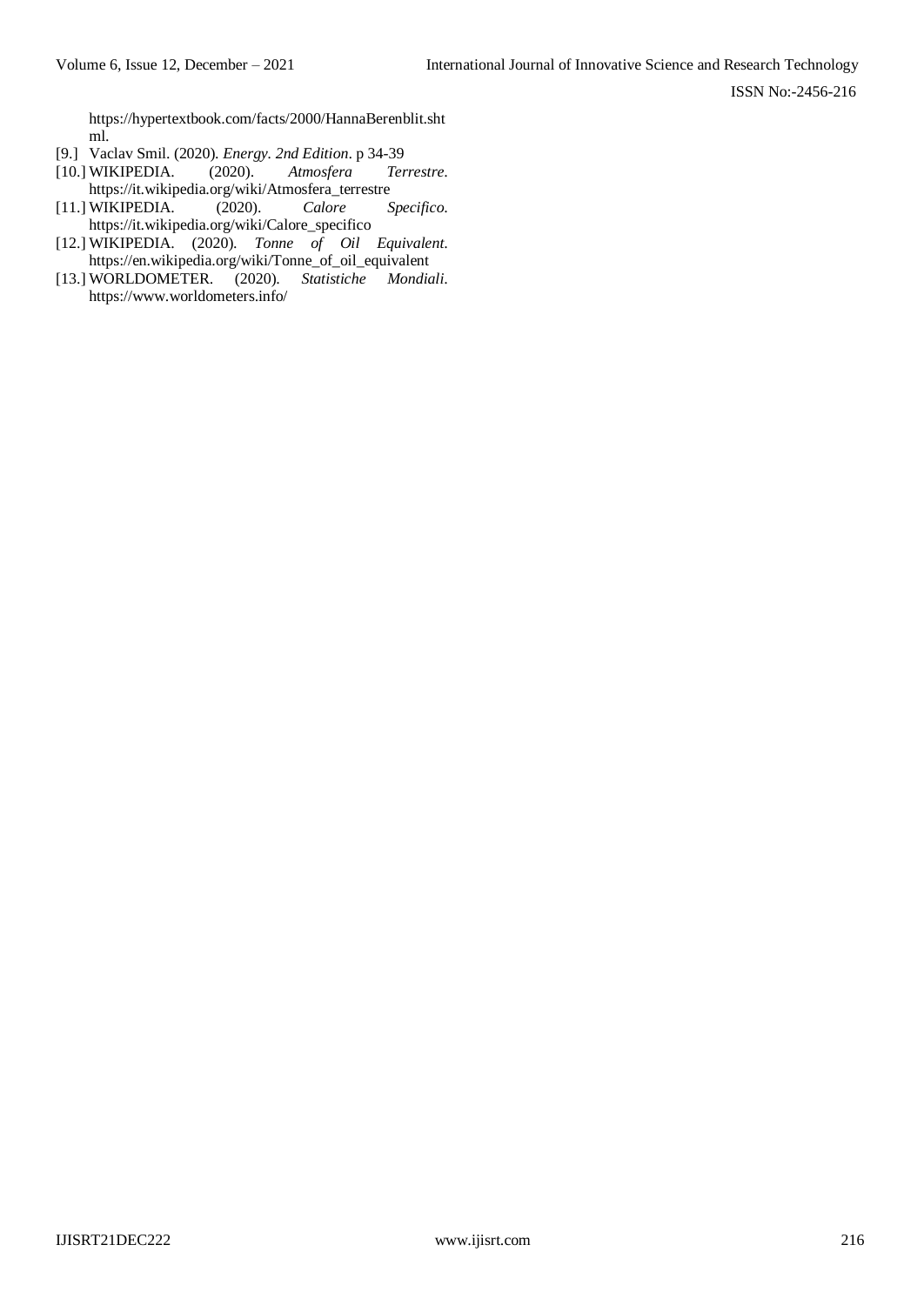https://hypertextbook.com/facts/2000/HannaBerenblit.shtml.

- [9.] Vaclav Smil. (2020). *Energy. 2nd Edition*. p 34-39
- [10.] WIKIPEDIA. (2020). *Atmosfera Terrestre*. https://it.wikipedia.org/wiki/Atmosfera_terrestre
- [11.] WIKIPEDIA. (2020). *Calore Specifico*. https://it.wikipedia.org/wiki/Calore_specifico
- [12.] WIKIPEDIA. (2020). *Tonne of Oil Equivalent*. https://en.wikipedia.org/wiki/Tonne_of_oil_equivalent
- [13.] WORLDOMETER. (2020). *Statistiche Mondiali*. https://www.worldometers.info/